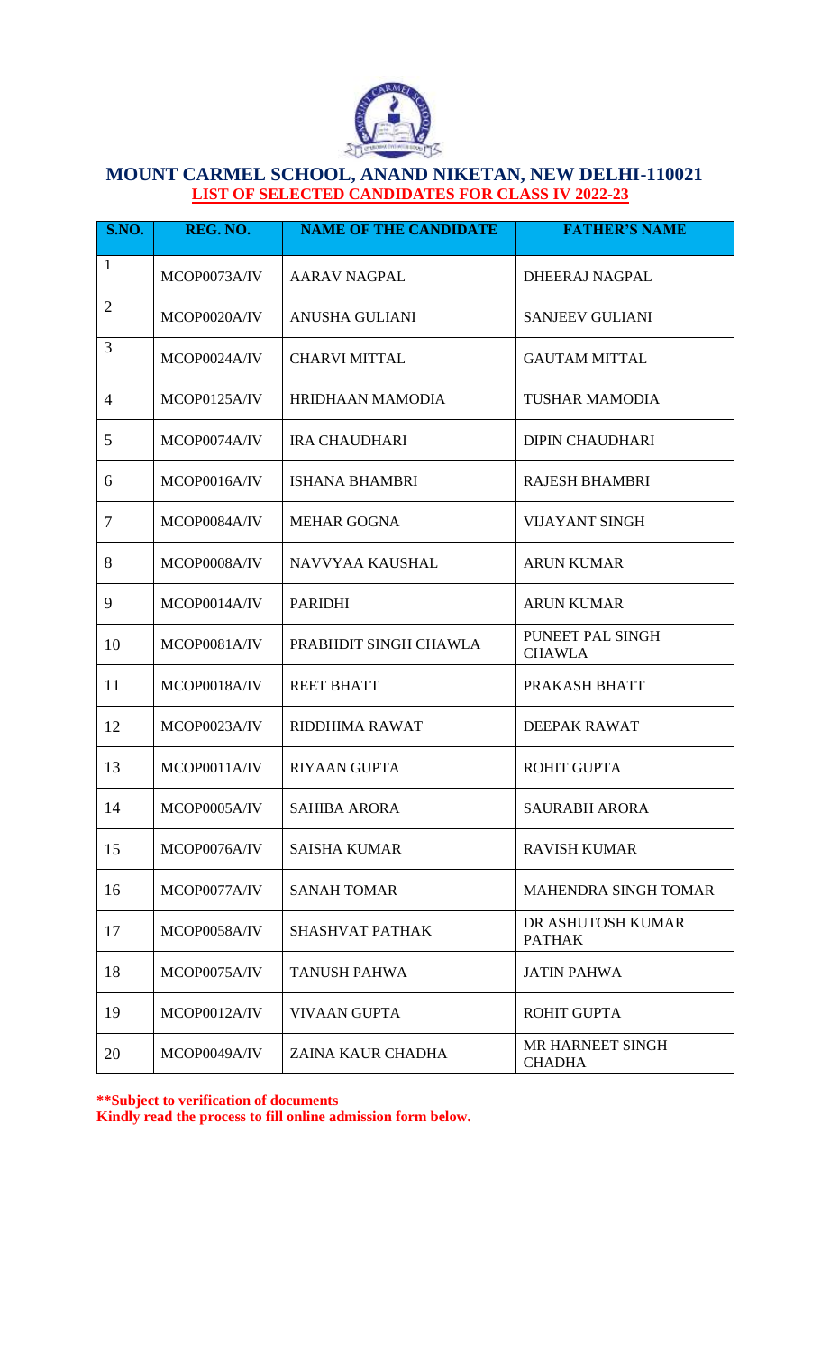# MOUNT CARMEL SCHOOL, ANAND NIKETAN, NEW DELHI-110021

## LIST OF SELECTED CANDIDATES FOR CLASS IV 2022-23

| S.NO. | REG. NO. | NAME OF THE CANDIDATE | FATHER'S NAME |
|---|---|---|---|
| 1 | MCOP0073A/IV | AARAV NAGPAL | DHEERAJ NAGPAL |
| 2 | MCOP0020A/IV | ANUSHA GULIANI | SANJEEV GULIANI |
| 3 | MCOP0024A/IV | CHARVI MITTAL | GAUTAM MITTAL |
| 4 | MCOP0125A/IV | HRIDHAAN MAMODIA | TUSHAR MAMODIA |
| 5 | MCOP0074A/IV | IRA CHAUDHARI | DIPIN CHAUDHARI |
| 6 | MCOP0016A/IV | ISHANA BHAMBRI | RAJESH BHAMBRI |
| 7 | MCOP0084A/IV | MEHAR GOGNA | VIJAYANT SINGH |
| 8 | MCOP0008A/IV | NAVVYAA KAUSHAL | ARUN KUMAR |
| 9 | MCOP0014A/IV | PARIDHI | ARUN KUMAR |
| 10 | MCOP0081A/IV | PRABHDIT SINGH CHAWLA | PUNEET PAL SINGH CHAWLA |
| 11 | MCOP0018A/IV | REET BHATT | PRAKASH BHATT |
| 12 | MCOP0023A/IV | RIDDHIMA RAWAT | DEEPAK RAWAT |
| 13 | MCOP0011A/IV | RIYAAN GUPTA | ROHIT GUPTA |
| 14 | MCOP0005A/IV | SAHIBA ARORA | SAURABH ARORA |
| 15 | MCOP0076A/IV | SAISHA KUMAR | RAVISH KUMAR |
| 16 | MCOP0077A/IV | SANAH TOMAR | MAHENDRA SINGH TOMAR |
| 17 | MCOP0058A/IV | SHASHVAT PATHAK | DR ASHUTOSH KUMAR PATHAK |
| 18 | MCOP0075A/IV | TANUSH PAHWA | JATIN PAHWA |
| 19 | MCOP0012A/IV | VIVAAN GUPTA | ROHIT GUPTA |
| 20 | MCOP0049A/IV | ZAINA KAUR CHADHA | MR HARNEET SINGH CHADHA |

**\*\*Subject to verification of documents**

**Kindly read the process to fill online admission form below.**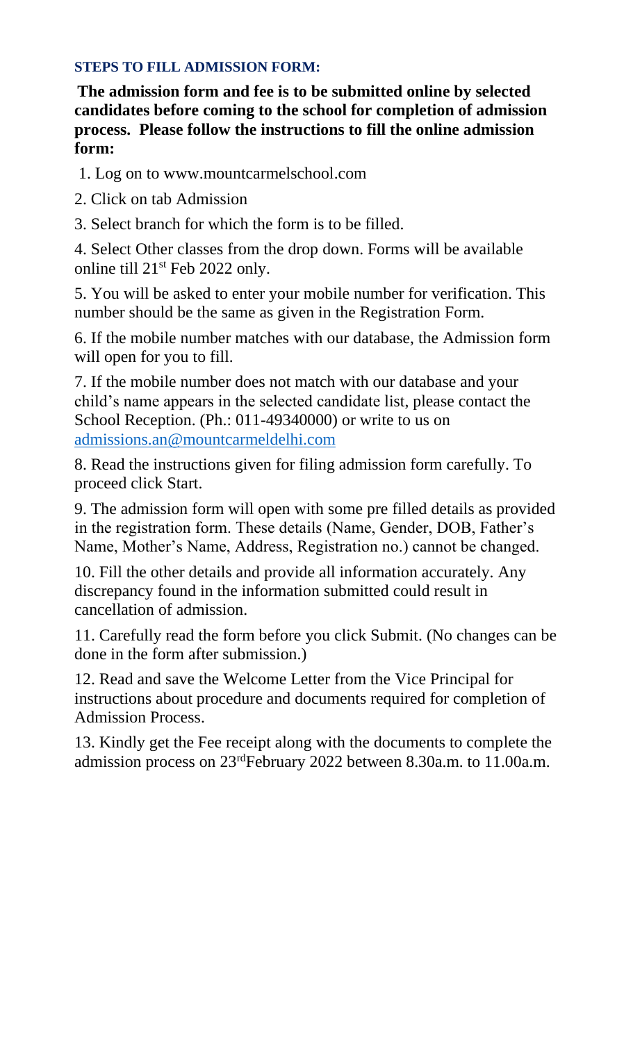**STEPS TO FILL ADMISSION FORM:**

**The admission form and fee is to be submitted online by selected candidates before coming to the school for completion of admission process. Please follow the instructions to fill the online admission form:**

1. Log on to www.mountcarmelschool.com
2. Click on tab Admission
3. Select branch for which the form is to be filled.
4. Select Other classes from the drop down. Forms will be available online till 21st Feb 2022 only.
5. You will be asked to enter your mobile number for verification. This number should be the same as given in the Registration Form.
6. If the mobile number matches with our database, the Admission form will open for you to fill.
7. If the mobile number does not match with our database and your child's name appears in the selected candidate list, please contact the School Reception. (Ph.: 011-49340000) or write to us on admissions.an@mountcarmeldelhi.com
8. Read the instructions given for filing admission form carefully. To proceed click Start.
9. The admission form will open with some pre filled details as provided in the registration form. These details (Name, Gender, DOB, Father's Name, Mother's Name, Address, Registration no.) cannot be changed.
10. Fill the other details and provide all information accurately. Any discrepancy found in the information submitted could result in cancellation of admission.
11. Carefully read the form before you click Submit. (No changes can be done in the form after submission.)
12. Read and save the Welcome Letter from the Vice Principal for instructions about procedure and documents required for completion of Admission Process.
13. Kindly get the Fee receipt along with the documents to complete the admission process on 23rd February 2022 between 8.30a.m. to 11.00a.m.